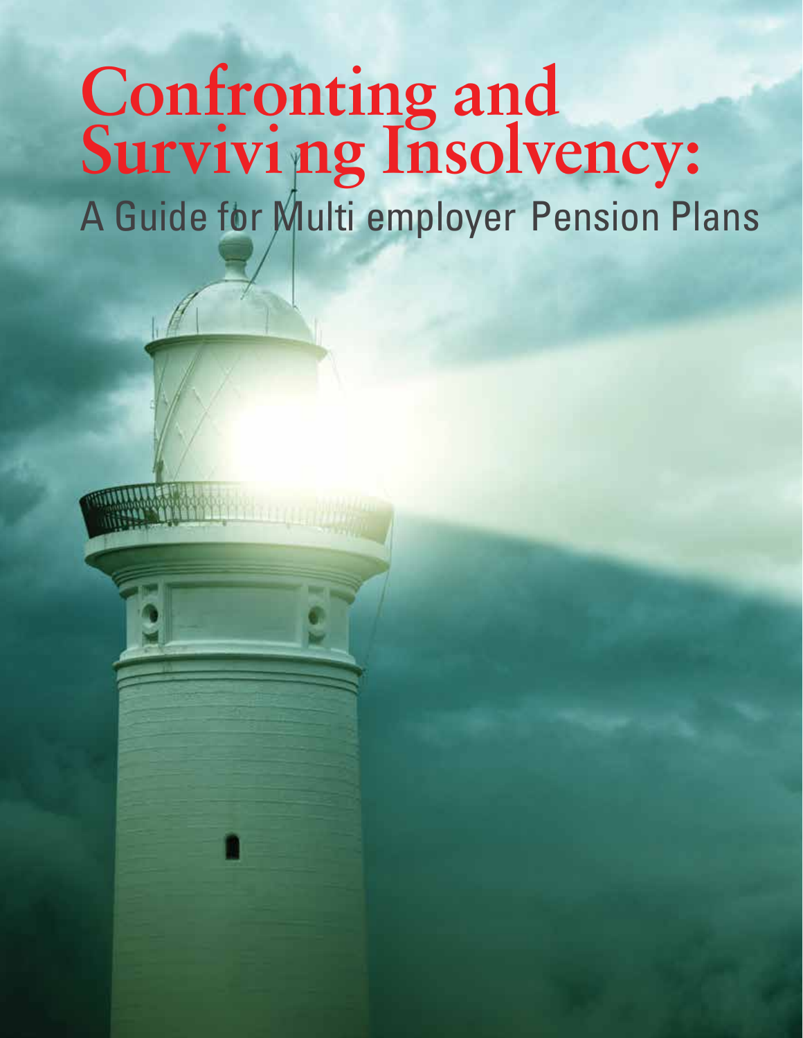# Confronting and Surviving Insolvency:

## A Guide for Multiemployer Pension Plans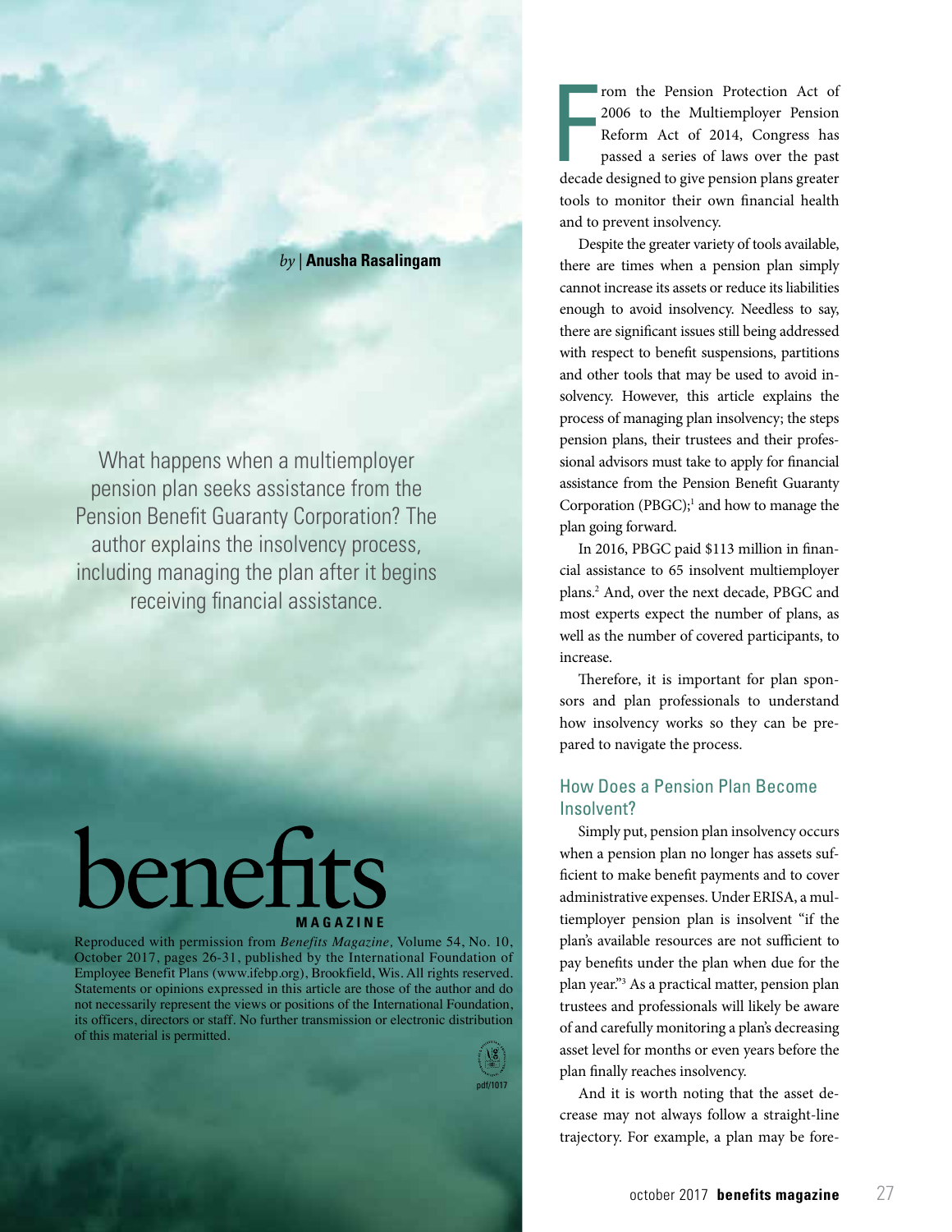*by* | **Anusha Rasalingam**

What happens when a multiemployer pension plan seeks assistance from the Pension Benefit Guaranty Corporation? The author explains the insolvency process, including managing the plan after it begins receiving financial assistance.

benefits MAGAZINE

Reproduced with permission from *Benefits Magazine*, Volume 54, No. 10, October 2017, pages 26-31, published by the International Foundation of Employee Benefit Plans (www.ifebp.org), Brookfield, Wis. All rights reserved. Statements or opinions expressed in this article are those of the author and do not necessarily represent the views or positions of the International Foundation, its officers, directors or staff. No further transmission or electronic distribution of this material is permitted.

pdf/1017

From the Pension Protection Act of 2006 to the Multiemployer Pension Reform Act of 2014, Congress has passed a series of laws over the past decade designed to give pension plans greater tools to monitor their own financial health and to prevent insolvency.

Despite the greater variety of tools available, there are times when a pension plan simply cannot increase its assets or reduce its liabilities enough to avoid insolvency. Needless to say, there are significant issues still being addressed with respect to benefit suspensions, partitions and other tools that may be used to avoid insolvency. However, this article explains the process of managing plan insolvency; the steps pension plans, their trustees and their professional advisors must take to apply for financial assistance from the Pension Benefit Guaranty Corporation (PBGC);[1] and how to manage the plan going forward.

In 2016, PBGC paid $113 million in financial assistance to 65 insolvent multiemployer plans.[2] And, over the next decade, PBGC and most experts expect the number of plans, as well as the number of covered participants, to increase.

Therefore, it is important for plan sponsors and plan professionals to understand how insolvency works so they can be prepared to navigate the process.

## How Does a Pension Plan Become Insolvent?

Simply put, pension plan insolvency occurs when a pension plan no longer has assets sufficient to make benefit payments and to cover administrative expenses. Under ERISA, a multiemployer pension plan is insolvent "if the plan's available resources are not sufficient to pay benefits under the plan when due for the plan year."[3] As a practical matter, pension plan trustees and professionals will likely be aware of and carefully monitoring a plan's decreasing asset level for months or even years before the plan finally reaches insolvency.

And it is worth noting that the asset decrease may not always follow a straight-line trajectory. For example, a plan may be fore-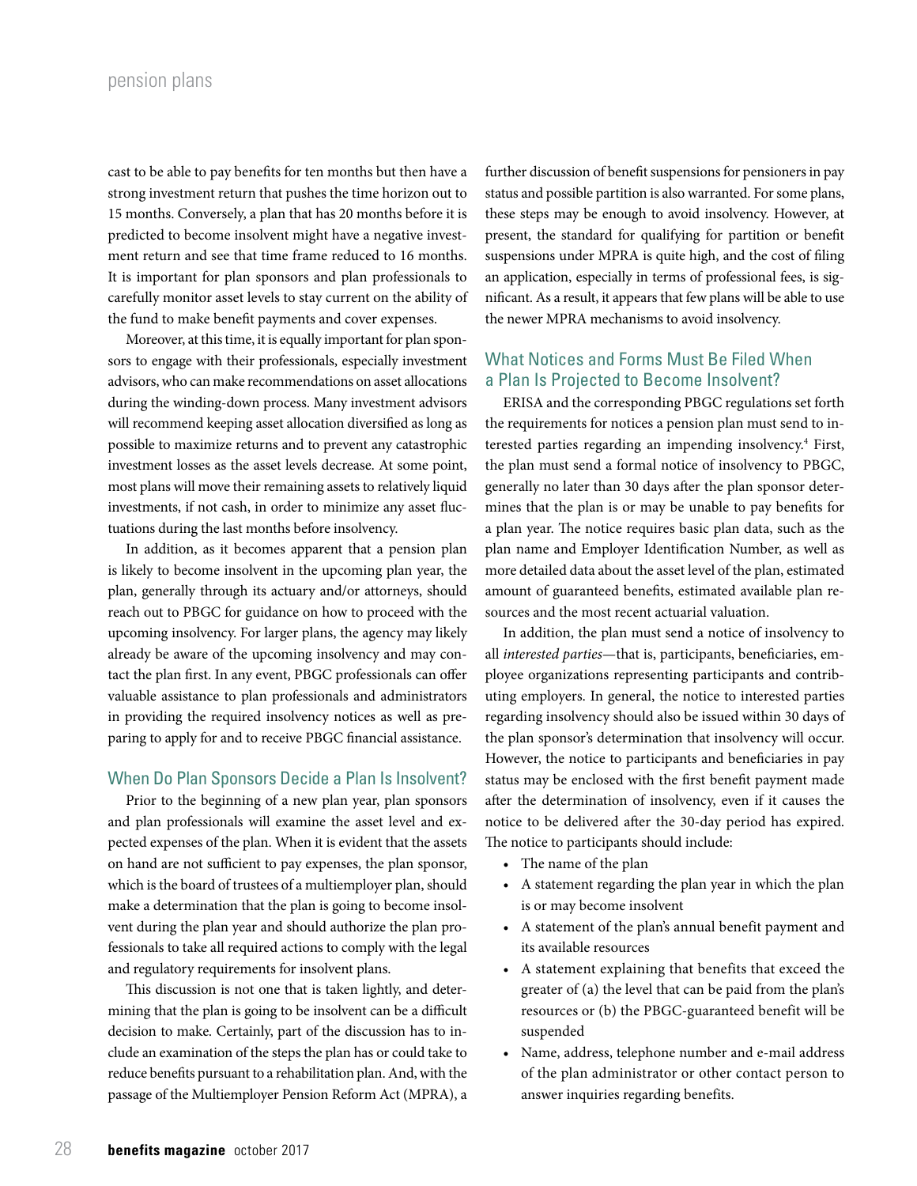cast to be able to pay benefits for ten months but then have a strong investment return that pushes the time horizon out to 15 months. Conversely, a plan that has 20 months before it is predicted to become insolvent might have a negative investment return and see that time frame reduced to 16 months. It is important for plan sponsors and plan professionals to carefully monitor asset levels to stay current on the ability of the fund to make benefit payments and cover expenses.

Moreover, at this time, it is equally important for plan sponsors to engage with their professionals, especially investment advisors, who can make recommendations on asset allocations during the winding-down process. Many investment advisors will recommend keeping asset allocation diversified as long as possible to maximize returns and to prevent any catastrophic investment losses as the asset levels decrease. At some point, most plans will move their remaining assets to relatively liquid investments, if not cash, in order to minimize any asset fluctuations during the last months before insolvency.

In addition, as it becomes apparent that a pension plan is likely to become insolvent in the upcoming plan year, the plan, generally through its actuary and/or attorneys, should reach out to PBGC for guidance on how to proceed with the upcoming insolvency. For larger plans, the agency may likely already be aware of the upcoming insolvency and may contact the plan first. In any event, PBGC professionals can offer valuable assistance to plan professionals and administrators in providing the required insolvency notices as well as preparing to apply for and to receive PBGC financial assistance.

## When Do Plan Sponsors Decide a Plan Is Insolvent?

Prior to the beginning of a new plan year, plan sponsors and plan professionals will examine the asset level and expected expenses of the plan. When it is evident that the assets on hand are not sufficient to pay expenses, the plan sponsor, which is the board of trustees of a multiemployer plan, should make a determination that the plan is going to become insolvent during the plan year and should authorize the plan professionals to take all required actions to comply with the legal and regulatory requirements for insolvent plans.

This discussion is not one that is taken lightly, and determining that the plan is going to be insolvent can be a difficult decision to make. Certainly, part of the discussion has to include an examination of the steps the plan has or could take to reduce benefits pursuant to a rehabilitation plan. And, with the passage of the Multiemployer Pension Reform Act (MPRA), a further discussion of benefit suspensions for pensioners in pay status and possible partition is also warranted. For some plans, these steps may be enough to avoid insolvency. However, at present, the standard for qualifying for partition or benefit suspensions under MPRA is quite high, and the cost of filing an application, especially in terms of professional fees, is significant. As a result, it appears that few plans will be able to use the newer MPRA mechanisms to avoid insolvency.

## What Notices and Forms Must Be Filed When a Plan Is Projected to Become Insolvent?

ERISA and the corresponding PBGC regulations set forth the requirements for notices a pension plan must send to interested parties regarding an impending insolvency.[4] First, the plan must send a formal notice of insolvency to PBGC, generally no later than 30 days after the plan sponsor determines that the plan is or may be unable to pay benefits for a plan year. The notice requires basic plan data, such as the plan name and Employer Identification Number, as well as more detailed data about the asset level of the plan, estimated amount of guaranteed benefits, estimated available plan resources and the most recent actuarial valuation.

In addition, the plan must send a notice of insolvency to all *interested parties*—that is, participants, beneficiaries, employee organizations representing participants and contributing employers. In general, the notice to interested parties regarding insolvency should also be issued within 30 days of the plan sponsor's determination that insolvency will occur. However, the notice to participants and beneficiaries in pay status may be enclosed with the first benefit payment made after the determination of insolvency, even if it causes the notice to be delivered after the 30-day period has expired. The notice to participants should include:

- The name of the plan
- A statement regarding the plan year in which the plan is or may become insolvent
- A statement of the plan's annual benefit payment and its available resources
- A statement explaining that benefits that exceed the greater of (a) the level that can be paid from the plan's resources or (b) the PBGC-guaranteed benefit will be suspended
- Name, address, telephone number and e-mail address of the plan administrator or other contact person to answer inquiries regarding benefits.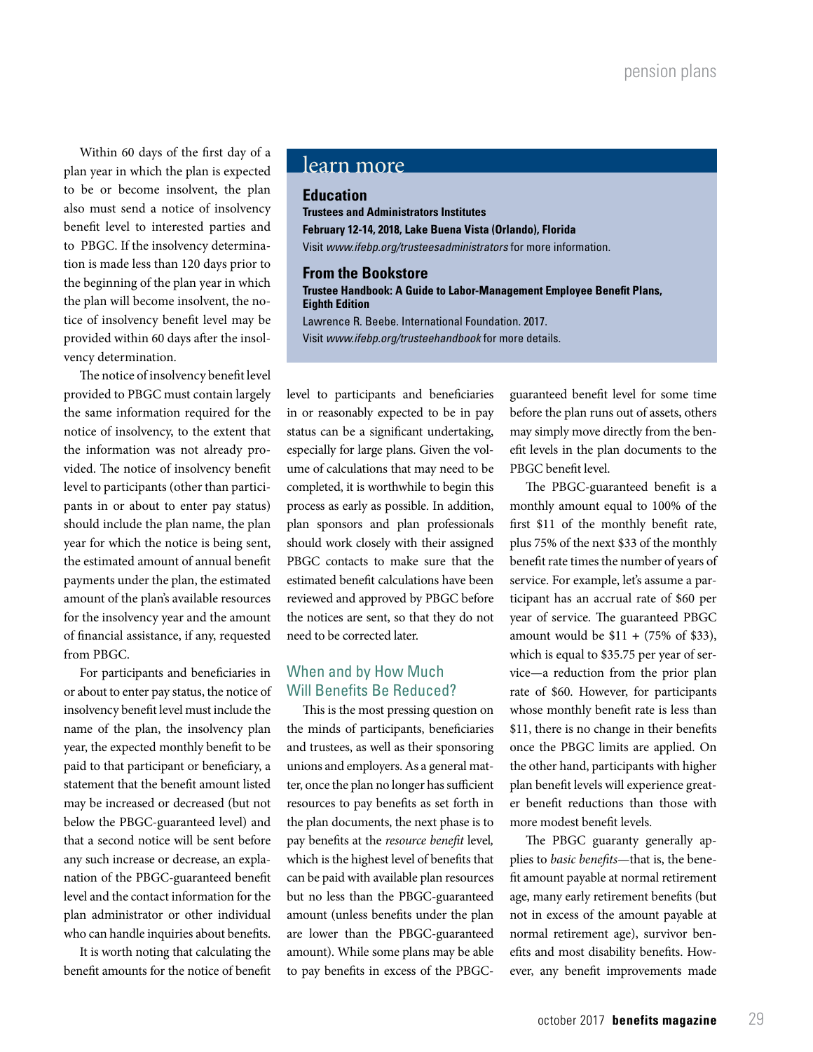Within 60 days of the first day of a plan year in which the plan is expected to be or become insolvent, the plan also must send a notice of insolvency benefit level to interested parties and to PBGC. If the insolvency determination is made less than 120 days prior to the beginning of the plan year in which the plan will become insolvent, the notice of insolvency benefit level may be provided within 60 days after the insolvency determination.

The notice of insolvency benefit level provided to PBGC must contain largely the same information required for the notice of insolvency, to the extent that the information was not already provided. The notice of insolvency benefit level to participants (other than participants in or about to enter pay status) should include the plan name, the plan year for which the notice is being sent, the estimated amount of annual benefit payments under the plan, the estimated amount of the plan's available resources for the insolvency year and the amount of financial assistance, if any, requested from PBGC.

For participants and beneficiaries in or about to enter pay status, the notice of insolvency benefit level must include the name of the plan, the insolvency plan year, the expected monthly benefit to be paid to that participant or beneficiary, a statement that the benefit amount listed may be increased or decreased (but not below the PBGC-guaranteed level) and that a second notice will be sent before any such increase or decrease, an explanation of the PBGC-guaranteed benefit level and the contact information for the plan administrator or other individual who can handle inquiries about benefits.

It is worth noting that calculating the benefit amounts for the notice of benefit level to participants and beneficiaries in or reasonably expected to be in pay status can be a significant undertaking, especially for large plans. Given the volume of calculations that may need to be completed, it is worthwhile to begin this process as early as possible. In addition, plan sponsors and plan professionals should work closely with their assigned PBGC contacts to make sure that the estimated benefit calculations have been reviewed and approved by PBGC before the notices are sent, so that they do not need to be corrected later.

## learn more

### Education

**Trustees and Administrators Institutes**

**February 12-14, 2018, Lake Buena Vista (Orlando), Florida**

Visit *www.ifebp.org/trusteesadministrators* for more information.

### From the Bookstore

**Trustee Handbook: A Guide to Labor-Management Employee Benefit Plans, Eighth Edition**

Lawrence R. Beebe. International Foundation. 2017.

Visit *www.ifebp.org/trusteehandbook* for more details.

## When and by How Much Will Benefits Be Reduced?

This is the most pressing question on the minds of participants, beneficiaries and trustees, as well as their sponsoring unions and employers. As a general matter, once the plan no longer has sufficient resources to pay benefits as set forth in the plan documents, the next phase is to pay benefits at the *resource benefit* level, which is the highest level of benefits that can be paid with available plan resources but no less than the PBGC-guaranteed amount (unless benefits under the plan are lower than the PBGC-guaranteed amount). While some plans may be able to pay benefits in excess of the PBGC-guaranteed benefit level for some time before the plan runs out of assets, others may simply move directly from the benefit levels in the plan documents to the PBGC benefit level.

The PBGC-guaranteed benefit is a monthly amount equal to 100% of the first $11 of the monthly benefit rate, plus 75% of the next $33 of the monthly benefit rate times the number of years of service. For example, let's assume a participant has an accrual rate of $60 per year of service. The guaranteed PBGC amount would be $11 + (75% of $33), which is equal to $35.75 per year of service—a reduction from the prior plan rate of $60. However, for participants whose monthly benefit rate is less than $11, there is no change in their benefits once the PBGC limits are applied. On the other hand, participants with higher plan benefit levels will experience greater benefit reductions than those with more modest benefit levels.

The PBGC guaranty generally applies to *basic benefits*—that is, the benefit amount payable at normal retirement age, many early retirement benefits (but not in excess of the amount payable at normal retirement age), survivor benefits and most disability benefits. However, any benefit improvements made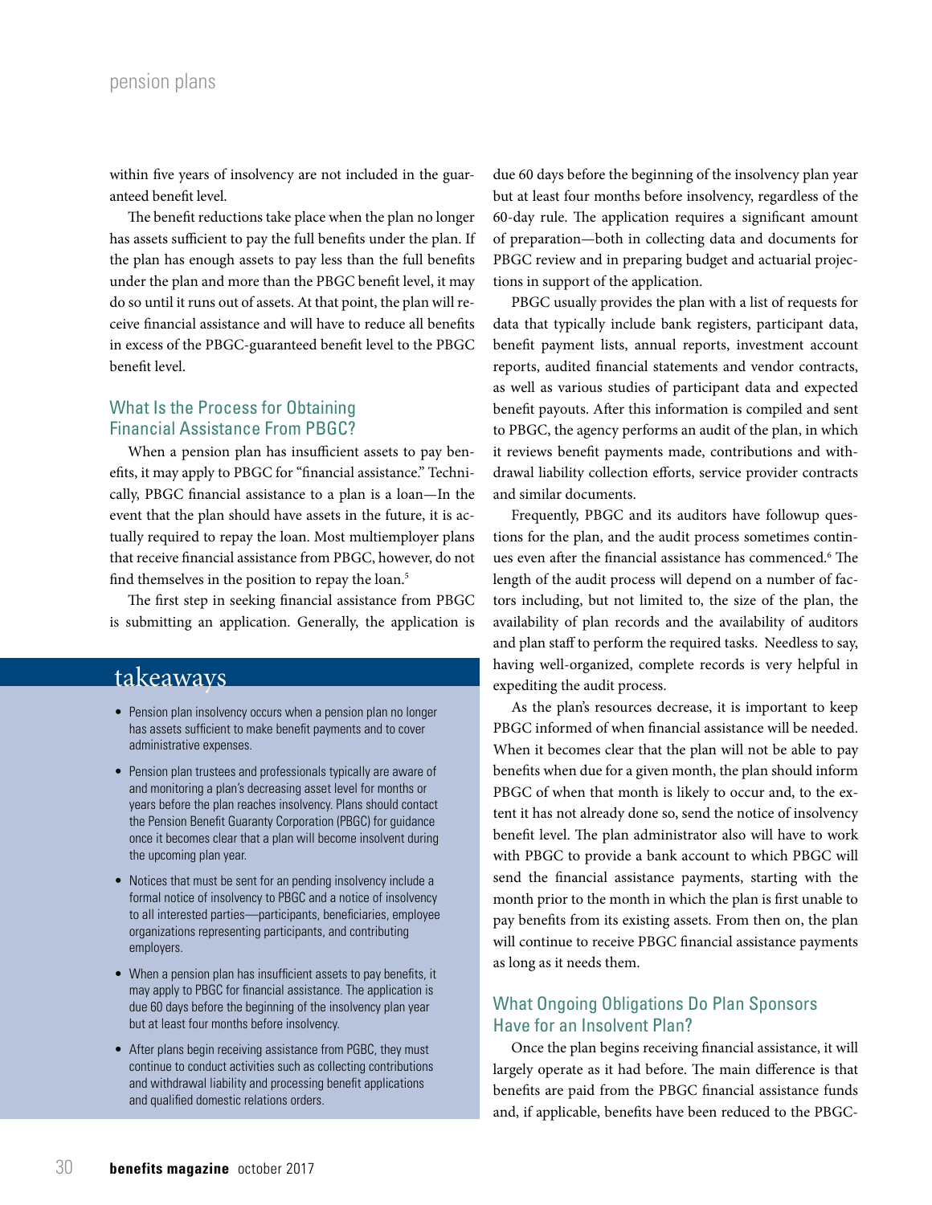within five years of insolvency are not included in the guaranteed benefit level.

The benefit reductions take place when the plan no longer has assets sufficient to pay the full benefits under the plan. If the plan has enough assets to pay less than the full benefits under the plan and more than the PBGC benefit level, it may do so until it runs out of assets. At that point, the plan will receive financial assistance and will have to reduce all benefits in excess of the PBGC-guaranteed benefit level to the PBGC benefit level.

### What Is the Process for Obtaining Financial Assistance From PBGC?

When a pension plan has insufficient assets to pay benefits, it may apply to PBGC for "financial assistance." Technically, PBGC financial assistance to a plan is a loan—In the event that the plan should have assets in the future, it is actually required to repay the loan. Most multiemployer plans that receive financial assistance from PBGC, however, do not find themselves in the position to repay the loan.[5]

The first step in seeking financial assistance from PBGC is submitting an application. Generally, the application is due 60 days before the beginning of the insolvency plan year but at least four months before insolvency, regardless of the 60-day rule. The application requires a significant amount of preparation—both in collecting data and documents for PBGC review and in preparing budget and actuarial projections in support of the application.

PBGC usually provides the plan with a list of requests for data that typically include bank registers, participant data, benefit payment lists, annual reports, investment account reports, audited financial statements and vendor contracts, as well as various studies of participant data and expected benefit payouts. After this information is compiled and sent to PBGC, the agency performs an audit of the plan, in which it reviews benefit payments made, contributions and withdrawal liability collection efforts, service provider contracts and similar documents.

Frequently, PBGC and its auditors have followup questions for the plan, and the audit process sometimes continues even after the financial assistance has commenced.[6] The length of the audit process will depend on a number of factors including, but not limited to, the size of the plan, the availability of plan records and the availability of auditors and plan staff to perform the required tasks. Needless to say, having well-organized, complete records is very helpful in expediting the audit process.

As the plan's resources decrease, it is important to keep PBGC informed of when financial assistance will be needed. When it becomes clear that the plan will not be able to pay benefits when due for a given month, the plan should inform PBGC of when that month is likely to occur and, to the extent it has not already done so, send the notice of insolvency benefit level. The plan administrator also will have to work with PBGC to provide a bank account to which PBGC will send the financial assistance payments, starting with the month prior to the month in which the plan is first unable to pay benefits from its existing assets. From then on, the plan will continue to receive PBGC financial assistance payments as long as it needs them.

### What Ongoing Obligations Do Plan Sponsors Have for an Insolvent Plan?

Once the plan begins receiving financial assistance, it will largely operate as it had before. The main difference is that benefits are paid from the PBGC financial assistance funds and, if applicable, benefits have been reduced to the PBGC-

## takeaways

- Pension plan insolvency occurs when a pension plan no longer has assets sufficient to make benefit payments and to cover administrative expenses.
- Pension plan trustees and professionals typically are aware of and monitoring a plan's decreasing asset level for months or years before the plan reaches insolvency. Plans should contact the Pension Benefit Guaranty Corporation (PBGC) for guidance once it becomes clear that a plan will become insolvent during the upcoming plan year.
- Notices that must be sent for an pending insolvency include a formal notice of insolvency to PBGC and a notice of insolvency to all interested parties—participants, beneficiaries, employee organizations representing participants, and contributing employers.
- When a pension plan has insufficient assets to pay benefits, it may apply to PBGC for financial assistance. The application is due 60 days before the beginning of the insolvency plan year but at least four months before insolvency.
- After plans begin receiving assistance from PGBC, they must continue to conduct activities such as collecting contributions and withdrawal liability and processing benefit applications and qualified domestic relations orders.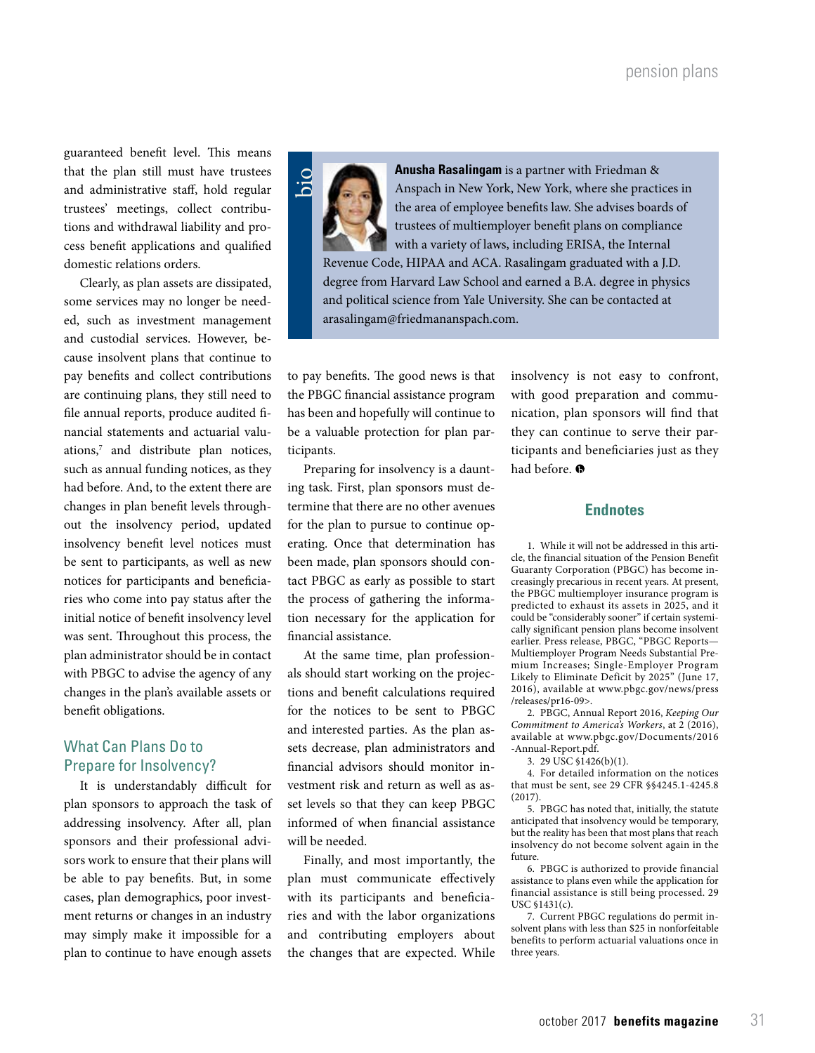guaranteed benefit level. This means that the plan still must have trustees and administrative staff, hold regular trustees' meetings, collect contributions and withdrawal liability and process benefit applications and qualified domestic relations orders.

Clearly, as plan assets are dissipated, some services may no longer be needed, such as investment management and custodial services. However, because insolvent plans that continue to pay benefits and collect contributions are continuing plans, they still need to file annual reports, produce audited financial statements and actuarial valuations,[7] and distribute plan notices, such as annual funding notices, as they had before. And, to the extent there are changes in plan benefit levels throughout the insolvency period, updated insolvency benefit level notices must be sent to participants, as well as new notices for participants and beneficiaries who come into pay status after the initial notice of benefit insolvency level was sent. Throughout this process, the plan administrator should be in contact with PBGC to advise the agency of any changes in the plan's available assets or benefit obligations.

## What Can Plans Do to Prepare for Insolvency?

It is understandably difficult for plan sponsors to approach the task of addressing insolvency. After all, plan sponsors and their professional advisors work to ensure that their plans will be able to pay benefits. But, in some cases, plan demographics, poor investment returns or changes in an industry may simply make it impossible for a plan to continue to have enough assets to pay benefits. The good news is that the PBGC financial assistance program has been and hopefully will continue to be a valuable protection for plan participants.

Preparing for insolvency is a daunting task. First, plan sponsors must determine that there are no other avenues for the plan to pursue to continue operating. Once that determination has been made, plan sponsors should contact PBGC as early as possible to start the process of gathering the information necessary for the application for financial assistance.

At the same time, plan professionals should start working on the projections and benefit calculations required for the notices to be sent to PBGC and interested parties. As the plan assets decrease, plan administrators and financial advisors should monitor investment risk and return as well as asset levels so that they can keep PBGC informed of when financial assistance will be needed.

Finally, and most importantly, the plan must communicate effectively with its participants and beneficiaries and with the labor organizations and contributing employers about the changes that are expected. While insolvency is not easy to confront, with good preparation and communication, plan sponsors will find that they can continue to serve their participants and beneficiaries just as they had before.

**bio**

**Anusha Rasalingam** is a partner with Friedman & Anspach in New York, New York, where she practices in the area of employee benefits law. She advises boards of trustees of multiemployer benefit plans on compliance with a variety of laws, including ERISA, the Internal Revenue Code, HIPAA and ACA. Rasalingam graduated with a J.D. degree from Harvard Law School and earned a B.A. degree in physics and political science from Yale University. She can be contacted at arasalingam@friedmananspach.com.

## Endnotes

1. While it will not be addressed in this article, the financial situation of the Pension Benefit Guaranty Corporation (PBGC) has become increasingly precarious in recent years. At present, the PBGC multiemployer insurance program is predicted to exhaust its assets in 2025, and it could be "considerably sooner" if certain systemically significant pension plans become insolvent earlier. Press release, PBGC, "PBGC Reports—Multiemployer Program Needs Substantial Premium Increases; Single-Employer Program Likely to Eliminate Deficit by 2025" (June 17, 2016), available at www.pbgc.gov/news/press/releases/pr16-09>.

2. PBGC, Annual Report 2016, *Keeping Our Commitment to America's Workers*, at 2 (2016), available at www.pbgc.gov/Documents/2016-Annual-Report.pdf.

3. 29 USC §1426(b)(1).

4. For detailed information on the notices that must be sent, see 29 CFR §§4245.1-4245.8 (2017).

5. PBGC has noted that, initially, the statute anticipated that insolvency would be temporary, but the reality has been that most plans that reach insolvency do not become solvent again in the future.

6. PBGC is authorized to provide financial assistance to plans even while the application for financial assistance is still being processed. 29 USC §1431(c).

7. Current PBGC regulations do permit insolvent plans with less than $25 in nonforfeitable benefits to perform actuarial valuations once in three years.